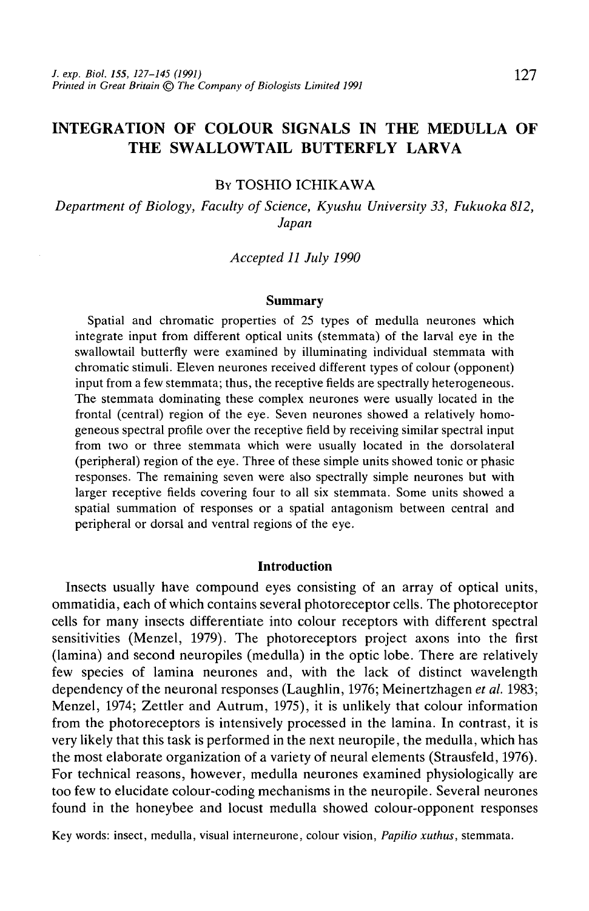# INTEGRATION OF COLOUR SIGNALS IN THE MEDULLA OF THE SWALLOWTAIL BUTTERFLY LARVA

By TOSHIO ICHIKAWA

*Department of Biology, Faculty of Science, Kyushu University 33, Fukuoka 812, Japan*

*Accepted 11 July 1990*

## Summary

Spatial and chromatic properties of 25 types of medulla neurones which integrate input from different optical units (stemmata) of the larval eye in the swallowtail butterfly were examined by illuminating individual stemmata with chromatic stimuli. Eleven neurones received different types of colour (opponent) input from a few stemmata; thus, the receptive fields are spectrally heterogeneous. The stemmata dominating these complex neurones were usually located in the frontal (central) region of the eye. Seven neurones showed a relatively homogeneous spectral profile over the receptive field by receiving similar spectral input from two or three stemmata which were usually located in the dorsolateral (peripheral) region of the eye. Three of these simple units showed tonic or phasic responses. The remaining seven were also spectrally simple neurones but with larger receptive fields covering four to all six stemmata. Some units showed a spatial summation of responses or a spatial antagonism between central and peripheral or dorsal and ventral regions of the eye.

## Introduction

Insects usually have compound eyes consisting of an array of optical units, ommatidia, each of which contains several photoreceptor cells. The photoreceptor cells for many insects differentiate into colour receptors with different spectral sensitivities (Menzel, 1979). The photoreceptors project axons into the first (lamina) and second neuropiles (medulla) in the optic lobe. There are relatively few species of lamina neurones and, with the lack of distinct wavelength dependency of the neuronal responses (Laughlin, 1976; Meinertzhagen *et al.* 1983; Menzel, 1974; Zettler and Autrum, 1975), it is unlikely that colour information from the photoreceptors is intensively processed in the lamina. In contrast, it is very likely that this task is performed in the next neuropile, the medulla, which has the most elaborate organization of a variety of neural elements (Strausfeld, 1976). For technical reasons, however, medulla neurones examined physiologically are too few to elucidate colour-coding mechanisms in the neuropile. Several neurones found in the honeybee and locust medulla showed colour-opponent responses

Key words: insect, medulla, visual interneurone, colour vision, *Papilio xuthus*, stemmata.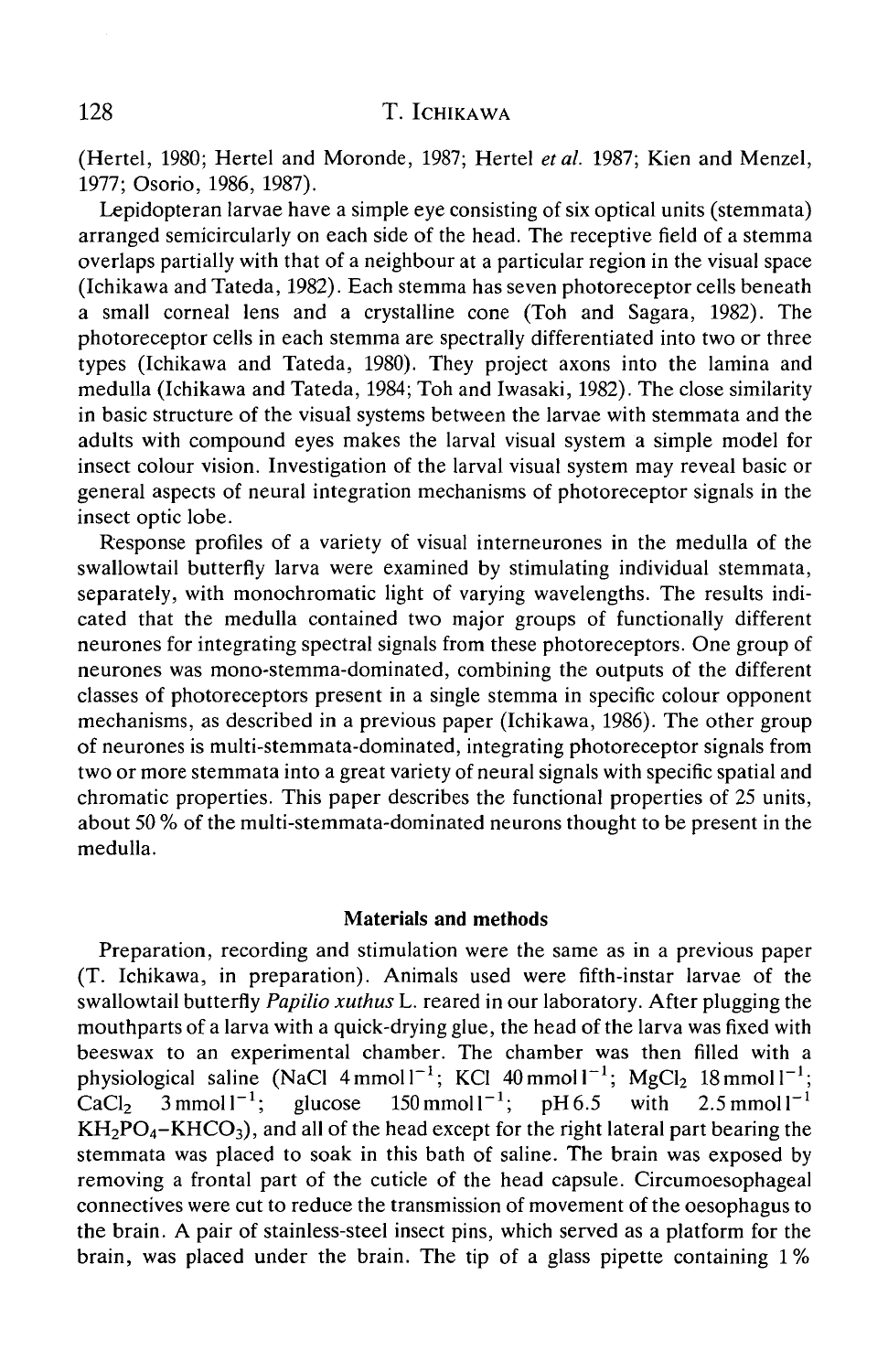(Hertel, 1980; Hertel and Moronde, 1987; Hertel *et al.* 1987; Kien and Menzel, 1977; Osorio, 1986, 1987).

Lepidopteran larvae have a simple eye consisting of six optical units (stemmata) arranged semicircularly on each side of the head. The receptive field of a stemma overlaps partially with that of a neighbour at a particular region in the visual space (Ichikawa and Tateda, 1982). Each stemma has seven photoreceptor cells beneath a small corneal lens and a crystalline cone (Toh and Sagara, 1982). The photoreceptor cells in each stemma are spectrally differentiated into two or three types (Ichikawa and Tateda, 1980). They project axons into the lamina and medulla (Ichikawa and Tateda, 1984; Toh and Iwasaki, 1982). The close similarity in basic structure of the visual systems between the larvae with stemmata and the adults with compound eyes makes the larval visual system a simple model for insect colour vision. Investigation of the larval visual system may reveal basic or general aspects of neural integration mechanisms of photoreceptor signals in the insect optic lobe.

Response profiles of a variety of visual interneurones in the medulla of the swallowtail butterfly larva were examined by stimulating individual stemmata, separately, with monochromatic light of varying wavelengths. The results indicated that the medulla contained two major groups of functionally different neurones for integrating spectral signals from these photoreceptors. One group of neurones was mono-stemma-dominated, combining the outputs of the different classes of photoreceptors present in a single stemma in specific colour opponent mechanisms, as described in a previous paper (Ichikawa, 1986). The other group of neurones is multi-stemmata-dominated, integrating photoreceptor signals from two or more stemmata into a great variety of neural signals with specific spatial and chromatic properties. This paper describes the functional properties of 25 units, about 50 % of the multi-stemmata-dominated neurons thought to be present in the medulla.

## Materials and methods

Preparation, recording and stimulation were the same as in a previous paper (T. Ichikawa, in preparation). Animals used were fifth-instar larvae of the swallowtail butterfly *Papilio xuthus* L. reared in our laboratory. After plugging the mouthparts of a larva with a quick-drying glue, the head of the larva was fixed with beeswax to an experimental chamber. The chamber was then filled with a physiological saline (NaCl $4\,\mathrm{mmol\,l^{-1}}$; KCl $40\,\mathrm{mmol\,l^{-1}}$; $MgCl_2$ $18\,\mathrm{mmol\,l^{-1}}$; $CaCl_2$ $3\,\mathrm{mmol\,l^{-1}}$; glucose $150\,\mathrm{mmol\,l^{-1}}$; pH 6.5 with $2.5\,\mathrm{mmol\,l^{-1}}$ $KH_2PO_4$–$KHCO_3$), and all of the head except for the right lateral part bearing the stemmata was placed to soak in this bath of saline. The brain was exposed by removing a frontal part of the cuticle of the head capsule. Circumoesophageal connectives were cut to reduce the transmission of movement of the oesophagus to the brain. A pair of stainless-steel insect pins, which served as a platform for the brain, was placed under the brain. The tip of a glass pipette containing 1 %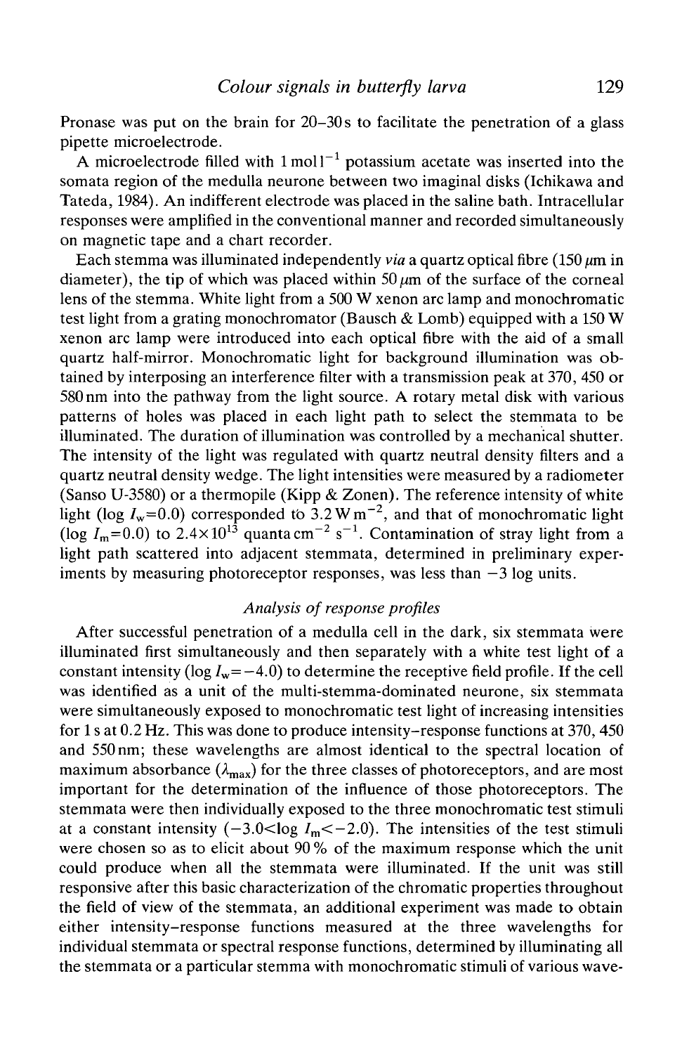Pronase was put on the brain for 20–30 s to facilitate the penetration of a glass pipette microelectrode.

A microelectrode filled with $1 \text{mol l}^{-1}$ potassium acetate was inserted into the somata region of the medulla neurone between two imaginal disks (Ichikawa and Tateda, 1984). An indifferent electrode was placed in the saline bath. Intracellular responses were amplified in the conventional manner and recorded simultaneously on magnetic tape and a chart recorder.

Each stemma was illuminated independently *via* a quartz optical fibre (150 $\mu$m in diameter), the tip of which was placed within 50 $\mu$m of the surface of the corneal lens of the stemma. White light from a 500 W xenon arc lamp and monochromatic test light from a grating monochromator (Bausch & Lomb) equipped with a 150 W xenon arc lamp were introduced into each optical fibre with the aid of a small quartz half-mirror. Monochromatic light for background illumination was obtained by interposing an interference filter with a transmission peak at 370, 450 or 580 nm into the pathway from the light source. A rotary metal disk with various patterns of holes was placed in each light path to select the stemmata to be illuminated. The duration of illumination was controlled by a mechanical shutter. The intensity of the light was regulated with quartz neutral density filters and a quartz neutral density wedge. The light intensities were measured by a radiometer (Sanso U-3580) or a thermopile (Kipp & Zonen). The reference intensity of white light ($\log I_w = 0.0$) corresponded to $3.2 \text{ W m}^{-2}$, and that of monochromatic light ($\log I_m = 0.0$) to $2.4 \times 10^{13}$ quanta $\text{cm}^{-2} \text{ s}^{-1}$. Contamination of stray light from a light path scattered into adjacent stemmata, determined in preliminary experiments by measuring photoreceptor responses, was less than $-3$ log units.

### *Analysis of response profiles*

After successful penetration of a medulla cell in the dark, six stemmata were illuminated first simultaneously and then separately with a white test light of a constant intensity ($\log I_w = -4.0$) to determine the receptive field profile. If the cell was identified as a unit of the multi-stemma-dominated neurone, six stemmata were simultaneously exposed to monochromatic test light of increasing intensities for 1 s at 0.2 Hz. This was done to produce intensity–response functions at 370, 450 and 550 nm; these wavelengths are almost identical to the spectral location of maximum absorbance ($\lambda_{max}$) for the three classes of photoreceptors, and are most important for the determination of the influence of those photoreceptors. The stemmata were then individually exposed to the three monochromatic test stimuli at a constant intensity ($-3.0 < \log I_m < -2.0$). The intensities of the test stimuli were chosen so as to elicit about 90 % of the maximum response which the unit could produce when all the stemmata were illuminated. If the unit was still responsive after this basic characterization of the chromatic properties throughout the field of view of the stemmata, an additional experiment was made to obtain either intensity–response functions measured at the three wavelengths for individual stemmata or spectral response functions, determined by illuminating all the stemmata or a particular stemma with monochromatic stimuli of various wave-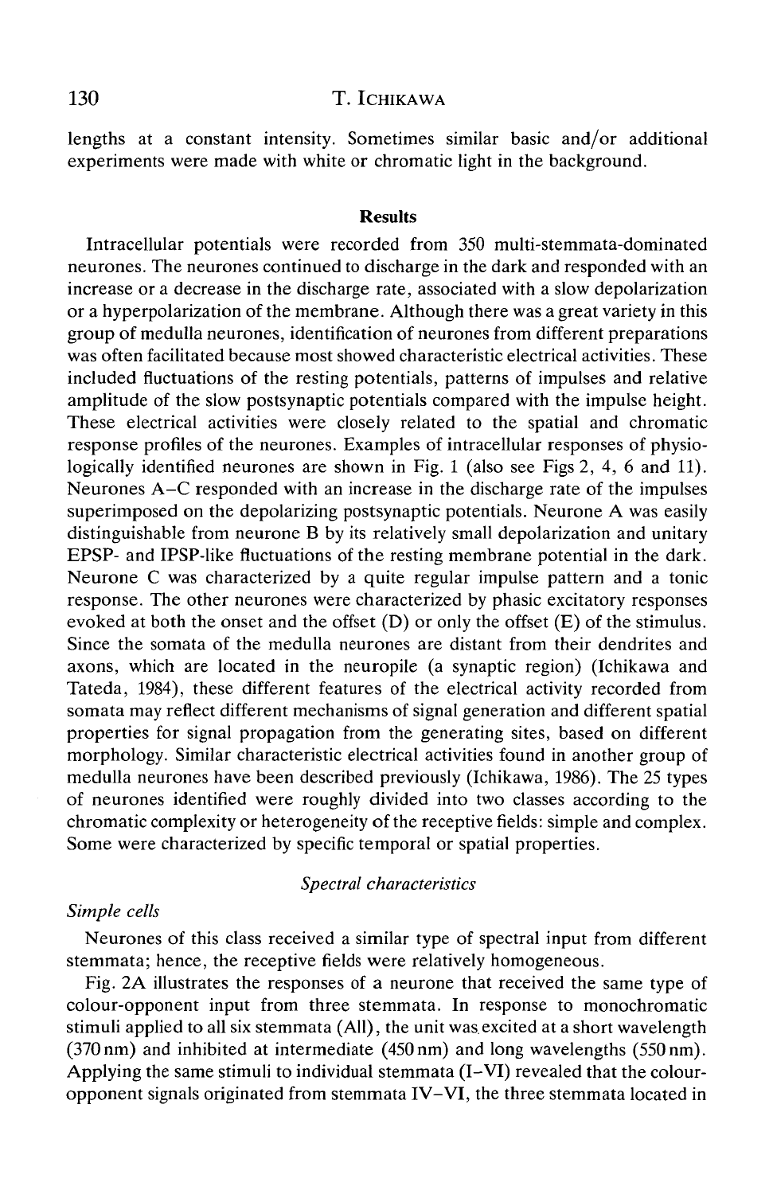lengths at a constant intensity. Sometimes similar basic and/or additional experiments were made with white or chromatic light in the background.

## Results

Intracellular potentials were recorded from 350 multi-stemmata-dominated neurones. The neurones continued to discharge in the dark and responded with an increase or a decrease in the discharge rate, associated with a slow depolarization or a hyperpolarization of the membrane. Although there was a great variety in this group of medulla neurones, identification of neurones from different preparations was often facilitated because most showed characteristic electrical activities. These included fluctuations of the resting potentials, patterns of impulses and relative amplitude of the slow postsynaptic potentials compared with the impulse height. These electrical activities were closely related to the spatial and chromatic response profiles of the neurones. Examples of intracellular responses of physiologically identified neurones are shown in Fig. 1 (also see Figs 2, 4, 6 and 11). Neurones A–C responded with an increase in the discharge rate of the impulses superimposed on the depolarizing postsynaptic potentials. Neurone A was easily distinguishable from neurone B by its relatively small depolarization and unitary EPSP- and IPSP-like fluctuations of the resting membrane potential in the dark. Neurone C was characterized by a quite regular impulse pattern and a tonic response. The other neurones were characterized by phasic excitatory responses evoked at both the onset and the offset (D) or only the offset (E) of the stimulus. Since the somata of the medulla neurones are distant from their dendrites and axons, which are located in the neuropile (a synaptic region) (Ichikawa and Tateda, 1984), these different features of the electrical activity recorded from somata may reflect different mechanisms of signal generation and different spatial properties for signal propagation from the generating sites, based on different morphology. Similar characteristic electrical activities found in another group of medulla neurones have been described previously (Ichikawa, 1986). The 25 types of neurones identified were roughly divided into two classes according to the chromatic complexity or heterogeneity of the receptive fields: simple and complex. Some were characterized by specific temporal or spatial properties.

### *Spectral characteristics*

#### *Simple cells*

Neurones of this class received a similar type of spectral input from different stemmata; hence, the receptive fields were relatively homogeneous.

Fig. 2A illustrates the responses of a neurone that received the same type of colour-opponent input from three stemmata. In response to monochromatic stimuli applied to all six stemmata (All), the unit was excited at a short wavelength (370 nm) and inhibited at intermediate (450 nm) and long wavelengths (550 nm). Applying the same stimuli to individual stemmata (I–VI) revealed that the colour-opponent signals originated from stemmata IV–VI, the three stemmata located in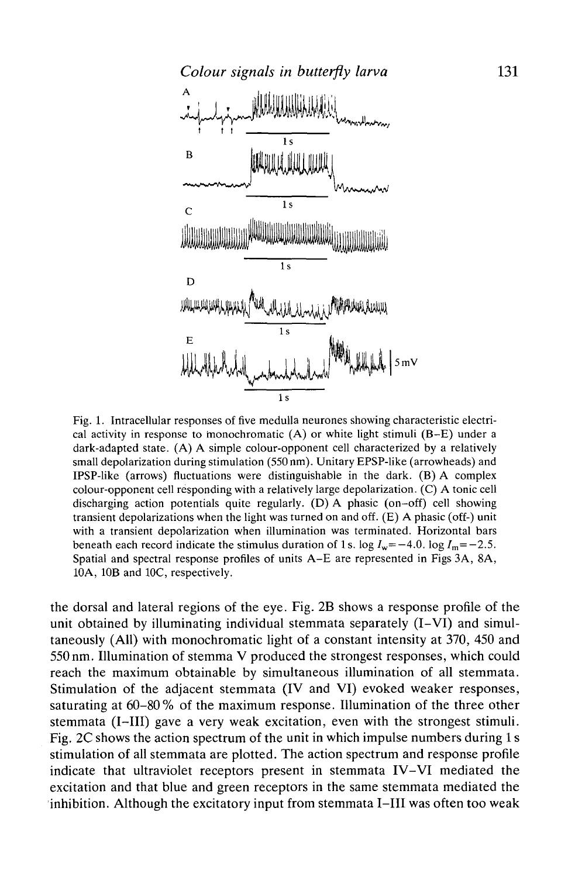Fig. 1. Intracellular responses of five medulla neurones showing characteristic electrical activity in response to monochromatic (A) or white light stimuli (B–E) under a dark-adapted state. (A) A simple colour-opponent cell characterized by a relatively small depolarization during stimulation (550 nm). Unitary EPSP-like (arrowheads) and IPSP-like (arrows) fluctuations were distinguishable in the dark. (B) A complex colour-opponent cell responding with a relatively large depolarization. (C) A tonic cell discharging action potentials quite regularly. (D) A phasic (on–off) cell showing transient depolarizations when the light was turned on and off. (E) A phasic (off-) unit with a transient depolarization when illumination was terminated. Horizontal bars beneath each record indicate the stimulus duration of 1 s. $\log I_w = -4.0$. $\log I_m = -2.5$. Spatial and spectral response profiles of units A–E are represented in Figs 3A, 8A, 10A, 10B and 10C, respectively.

the dorsal and lateral regions of the eye. Fig. 2B shows a response profile of the unit obtained by illuminating individual stemmata separately (I–VI) and simultaneously (All) with monochromatic light of a constant intensity at 370, 450 and 550 nm. Illumination of stemma V produced the strongest responses, which could reach the maximum obtainable by simultaneous illumination of all stemmata. Stimulation of the adjacent stemmata (IV and VI) evoked weaker responses, saturating at 60–80 % of the maximum response. Illumination of the three other stemmata (I–III) gave a very weak excitation, even with the strongest stimuli. Fig. 2C shows the action spectrum of the unit in which impulse numbers during 1 s stimulation of all stemmata are plotted. The action spectrum and response profile indicate that ultraviolet receptors present in stemmata IV–VI mediated the excitation and that blue and green receptors in the same stemmata mediated the inhibition. Although the excitatory input from stemmata I–III was often too weak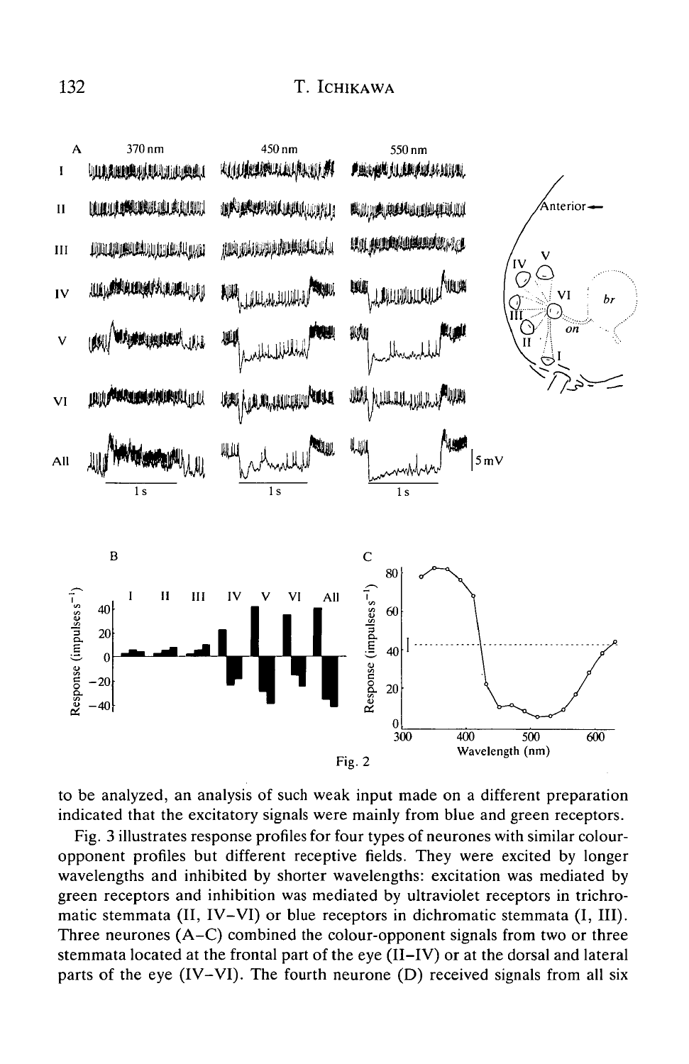Fig. 2

to be analyzed, an analysis of such weak input made on a different preparation indicated that the excitatory signals were mainly from blue and green receptors.

Fig. 3 illustrates response profiles for four types of neurones with similar colour-opponent profiles but different receptive fields. They were excited by longer wavelengths and inhibited by shorter wavelengths: excitation was mediated by green receptors and inhibition was mediated by ultraviolet receptors in trichromatic stemmata (II, IV–VI) or blue receptors in dichromatic stemmata (I, III). Three neurones (A–C) combined the colour-opponent signals from two or three stemmata located at the frontal part of the eye (II–IV) or at the dorsal and lateral parts of the eye (IV–VI). The fourth neurone (D) received signals from all six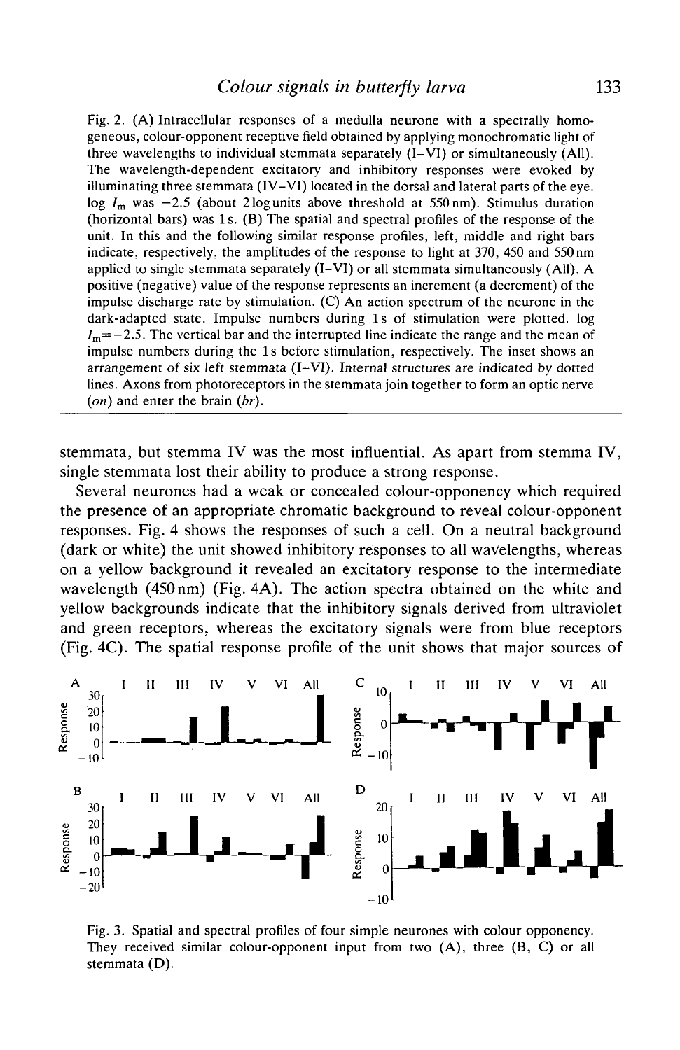Fig. 2. (A) Intracellular responses of a medulla neurone with a spectrally homogeneous, colour-opponent receptive field obtained by applying monochromatic light of three wavelengths to individual stemmata separately (I–VI) or simultaneously (All). The wavelength-dependent excitatory and inhibitory responses were evoked by illuminating three stemmata (IV–VI) located in the dorsal and lateral parts of the eye. log $I_m$ was −2.5 (about 2 log units above threshold at 550 nm). Stimulus duration (horizontal bars) was 1 s. (B) The spatial and spectral profiles of the response of the unit. In this and the following similar response profiles, left, middle and right bars indicate, respectively, the amplitudes of the response to light at 370, 450 and 550 nm applied to single stemmata separately (I–VI) or all stemmata simultaneously (All). A positive (negative) value of the response represents an increment (a decrement) of the impulse discharge rate by stimulation. (C) An action spectrum of the neurone in the dark-adapted state. Impulse numbers during 1 s of stimulation were plotted. log $I_m$ = −2.5. The vertical bar and the interrupted line indicate the range and the mean of impulse numbers during the 1 s before stimulation, respectively. The inset shows an arrangement of six left stemmata (I–VI). Internal structures are indicated by dotted lines. Axons from photoreceptors in the stemmata join together to form an optic nerve (*on*) and enter the brain (*br*).

stemmata, but stemma IV was the most influential. As apart from stemma IV, single stemmata lost their ability to produce a strong response.

Several neurones had a weak or concealed colour-opponency which required the presence of an appropriate chromatic background to reveal colour-opponent responses. Fig. 4 shows the responses of such a cell. On a neutral background (dark or white) the unit showed inhibitory responses to all wavelengths, whereas on a yellow background it revealed an excitatory response to the intermediate wavelength (450 nm) (Fig. 4A). The action spectra obtained on the white and yellow backgrounds indicate that the inhibitory signals derived from ultraviolet and green receptors, whereas the excitatory signals were from blue receptors (Fig. 4C). The spatial response profile of the unit shows that major sources of

Fig. 3. Spatial and spectral profiles of four simple neurones with colour opponency. They received similar colour-opponent input from two (A), three (B, C) or all stemmata (D).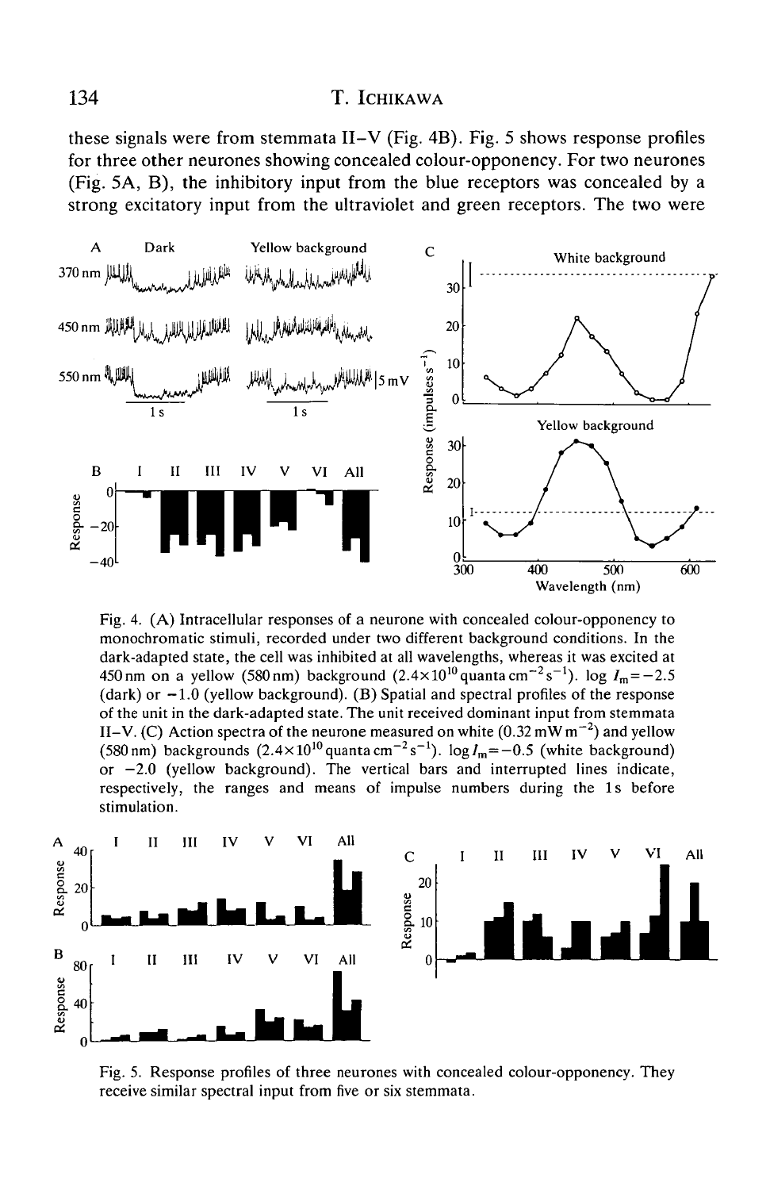these signals were from stemmata II–V (Fig. 4B). Fig. 5 shows response profiles for three other neurones showing concealed colour-opponency. For two neurones (Fig. 5A, B), the inhibitory input from the blue receptors was concealed by a strong excitatory input from the ultraviolet and green receptors. The two were

Fig. 4. (A) Intracellular responses of a neurone with concealed colour-opponency to monochromatic stimuli, recorded under two different background conditions. In the dark-adapted state, the cell was inhibited at all wavelengths, whereas it was excited at 450 nm on a yellow (580 nm) background ($2.4 \times 10^{10}$ quanta cm$^{-2}$ s$^{-1}$). log $I_m = -2.5$ (dark) or $-1.0$ (yellow background). (B) Spatial and spectral profiles of the response of the unit in the dark-adapted state. The unit received dominant input from stemmata II–V. (C) Action spectra of the neurone measured on white (0.32 mW m$^{-2}$) and yellow (580 nm) backgrounds ($2.4 \times 10^{10}$ quanta cm$^{-2}$ s$^{-1}$). log $I_m = -0.5$ (white background) or $-2.0$ (yellow background). The vertical bars and interrupted lines indicate, respectively, the ranges and means of impulse numbers during the 1 s before stimulation.

Fig. 5. Response profiles of three neurones with concealed colour-opponency. They receive similar spectral input from five or six stemmata.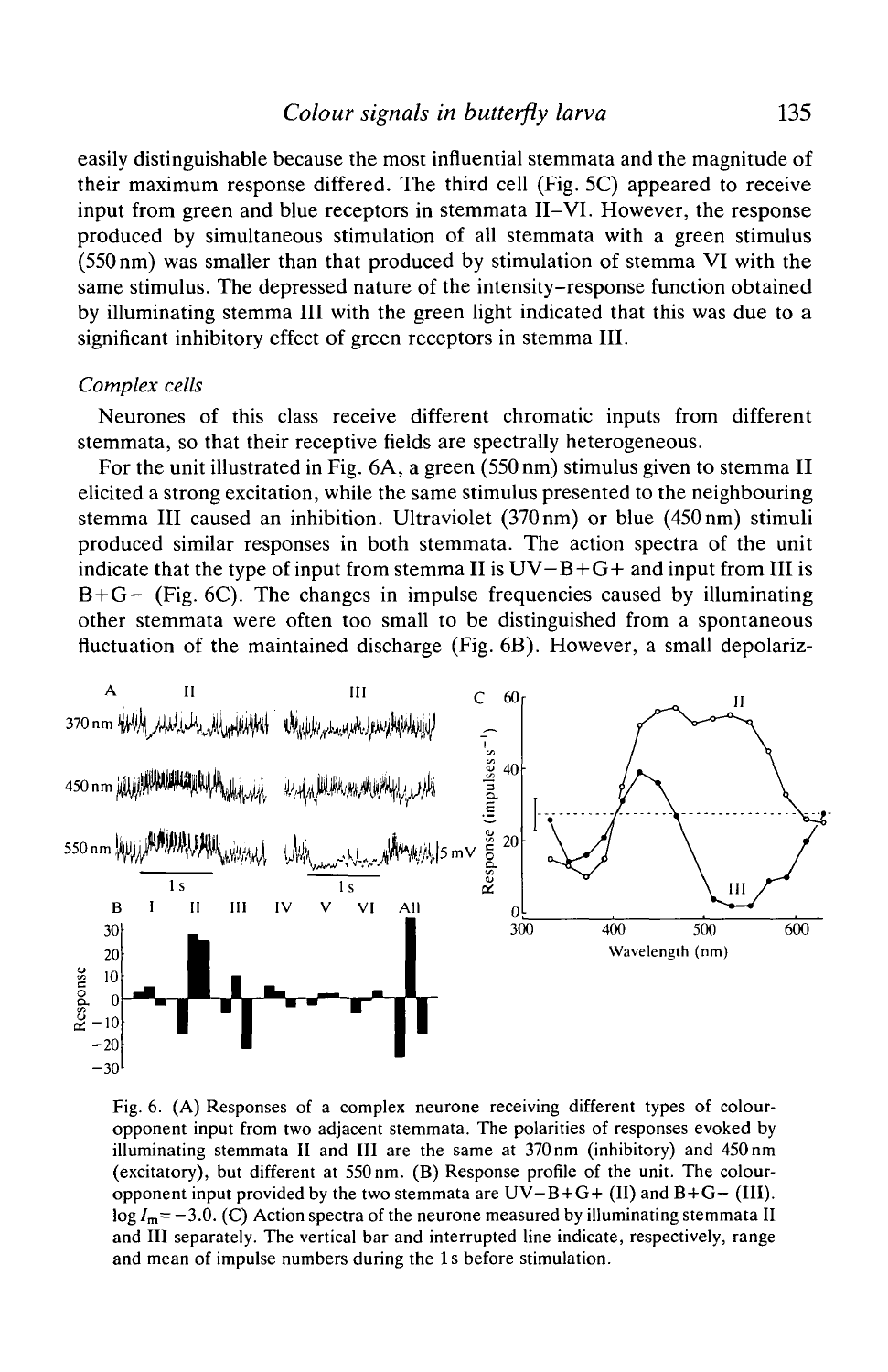easily distinguishable because the most influential stemmata and the magnitude of their maximum response differed. The third cell (Fig. 5C) appeared to receive input from green and blue receptors in stemmata II–VI. However, the response produced by simultaneous stimulation of all stemmata with a green stimulus (550 nm) was smaller than that produced by stimulation of stemma VI with the same stimulus. The depressed nature of the intensity–response function obtained by illuminating stemma III with the green light indicated that this was due to a significant inhibitory effect of green receptors in stemma III.

*Complex cells*

Neurones of this class receive different chromatic inputs from different stemmata, so that their receptive fields are spectrally heterogeneous.

For the unit illustrated in Fig. 6A, a green (550 nm) stimulus given to stemma II elicited a strong excitation, while the same stimulus presented to the neighbouring stemma III caused an inhibition. Ultraviolet (370 nm) or blue (450 nm) stimuli produced similar responses in both stemmata. The action spectra of the unit indicate that the type of input from stemma II is UV−B+G+ and input from III is B+G− (Fig. 6C). The changes in impulse frequencies caused by illuminating other stemmata were often too small to be distinguished from a spontaneous fluctuation of the maintained discharge (Fig. 6B). However, a small depolariz-

Fig. 6. (A) Responses of a complex neurone receiving different types of colour-opponent input from two adjacent stemmata. The polarities of responses evoked by illuminating stemmata II and III are the same at 370 nm (inhibitory) and 450 nm (excitatory), but different at 550 nm. (B) Response profile of the unit. The colour-opponent input provided by the two stemmata are UV−B+G+ (II) and B+G− (III). $\log I_m = -3.0$. (C) Action spectra of the neurone measured by illuminating stemmata II and III separately. The vertical bar and interrupted line indicate, respectively, range and mean of impulse numbers during the 1 s before stimulation.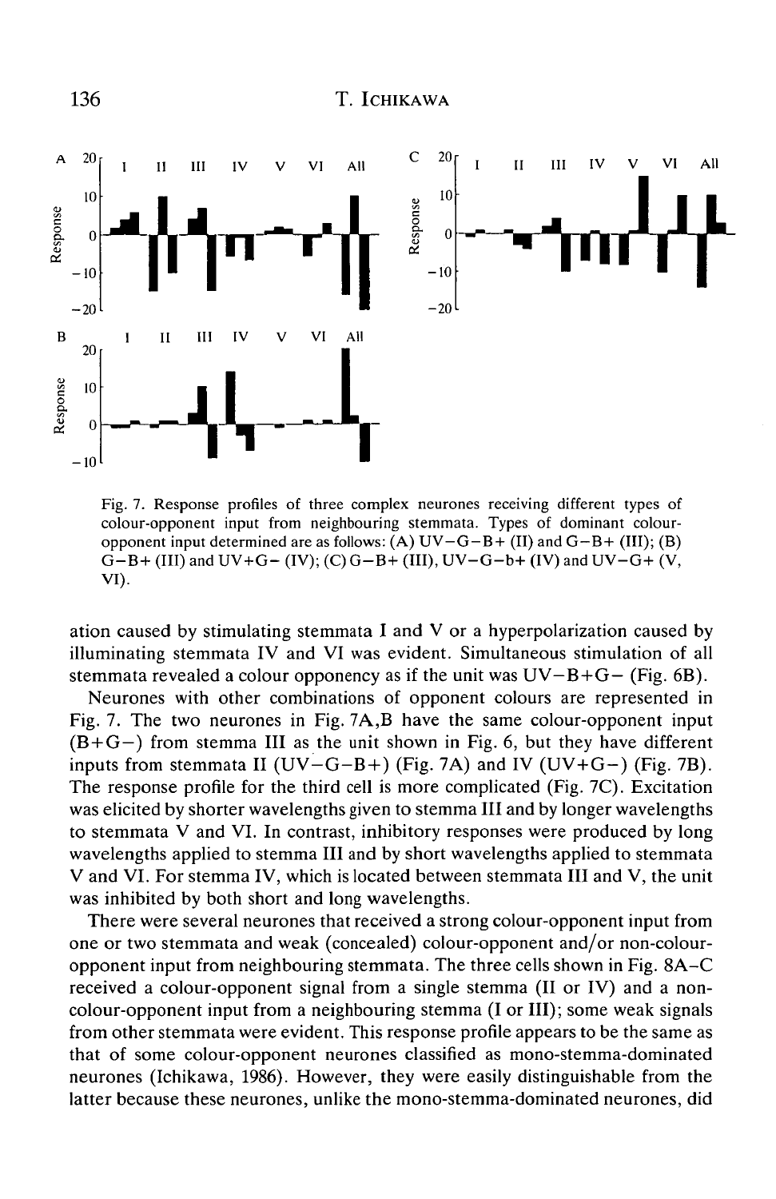Fig. 7. Response profiles of three complex neurones receiving different types of colour-opponent input from neighbouring stemmata. Types of dominant colour-opponent input determined are as follows: (A) UV−G−B+ (II) and G−B+ (III); (B) G−B+ (III) and UV+G− (IV); (C) G−B+ (III), UV−G−b+ (IV) and UV−G+ (V, VI).

ation caused by stimulating stemmata I and V or a hyperpolarization caused by illuminating stemmata IV and VI was evident. Simultaneous stimulation of all stemmata revealed a colour opponency as if the unit was UV−B+G− (Fig. 6B).

Neurones with other combinations of opponent colours are represented in Fig. 7. The two neurones in Fig. 7A,B have the same colour-opponent input (B+G−) from stemma III as the unit shown in Fig. 6, but they have different inputs from stemmata II (UV−G−B+) (Fig. 7A) and IV (UV+G−) (Fig. 7B). The response profile for the third cell is more complicated (Fig. 7C). Excitation was elicited by shorter wavelengths given to stemma III and by longer wavelengths to stemmata V and VI. In contrast, inhibitory responses were produced by long wavelengths applied to stemma III and by short wavelengths applied to stemmata V and VI. For stemma IV, which is located between stemmata III and V, the unit was inhibited by both short and long wavelengths.

There were several neurones that received a strong colour-opponent input from one or two stemmata and weak (concealed) colour-opponent and/or non-colour-opponent input from neighbouring stemmata. The three cells shown in Fig. 8A–C received a colour-opponent signal from a single stemma (II or IV) and a non-colour-opponent input from a neighbouring stemma (I or III); some weak signals from other stemmata were evident. This response profile appears to be the same as that of some colour-opponent neurones classified as mono-stemma-dominated neurones (Ichikawa, 1986). However, they were easily distinguishable from the latter because these neurones, unlike the mono-stemma-dominated neurones, did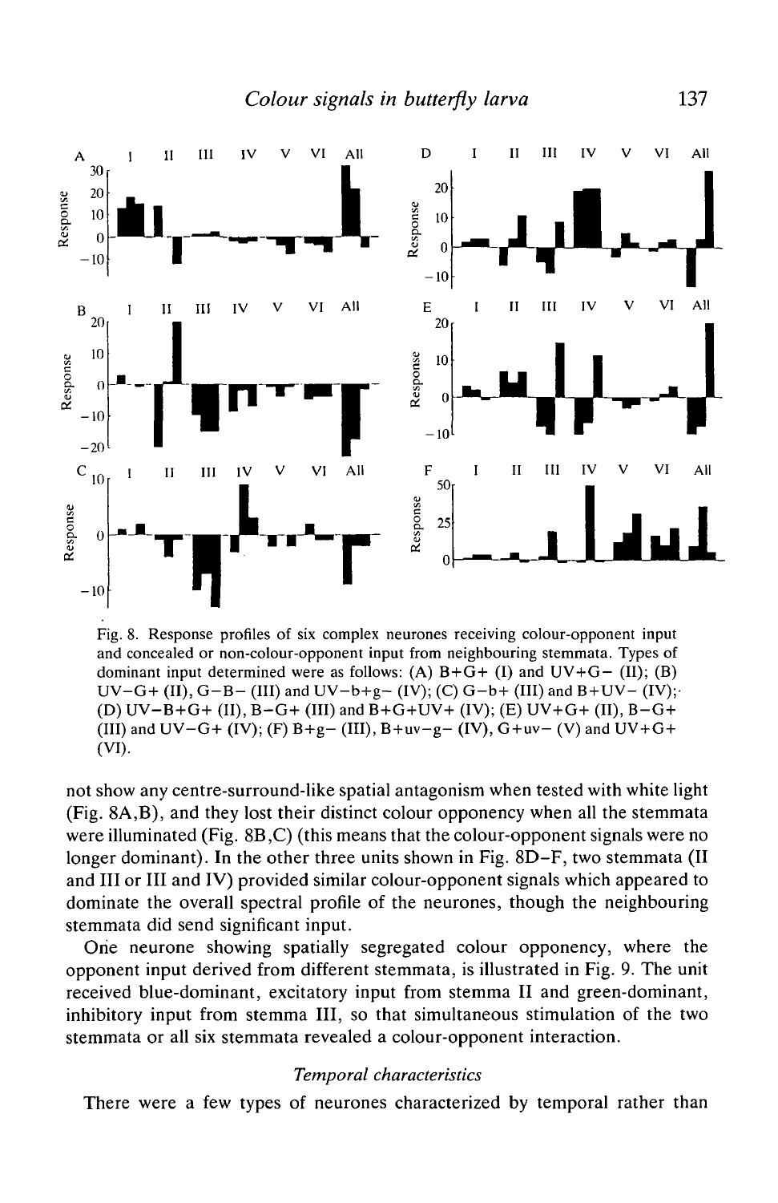Fig. 8. Response profiles of six complex neurones receiving colour-opponent input and concealed or non-colour-opponent input from neighbouring stemmata. Types of dominant input determined were as follows: (A) B+G+ (I) and UV+G− (II); (B) UV−G+ (II), G−B− (III) and UV−b+g− (IV); (C) G−b+ (III) and B+UV− (IV); (D) UV−B+G+ (II), B−G+ (III) and B+G+UV+ (IV); (E) UV+G+ (II), B−G+ (III) and UV−G+ (IV); (F) B+g− (III), B+uv−g− (IV), G+uv− (V) and UV+G+ (VI).

not show any centre-surround-like spatial antagonism when tested with white light (Fig. 8A,B), and they lost their distinct colour opponency when all the stemmata were illuminated (Fig. 8B,C) (this means that the colour-opponent signals were no longer dominant). In the other three units shown in Fig. 8D–F, two stemmata (II and III or III and IV) provided similar colour-opponent signals which appeared to dominate the overall spectral profile of the neurones, though the neighbouring stemmata did send significant input.

One neurone showing spatially segregated colour opponency, where the opponent input derived from different stemmata, is illustrated in Fig. 9. The unit received blue-dominant, excitatory input from stemma II and green-dominant, inhibitory input from stemma III, so that simultaneous stimulation of the two stemmata or all six stemmata revealed a colour-opponent interaction.

### *Temporal characteristics*

There were a few types of neurones characterized by temporal rather than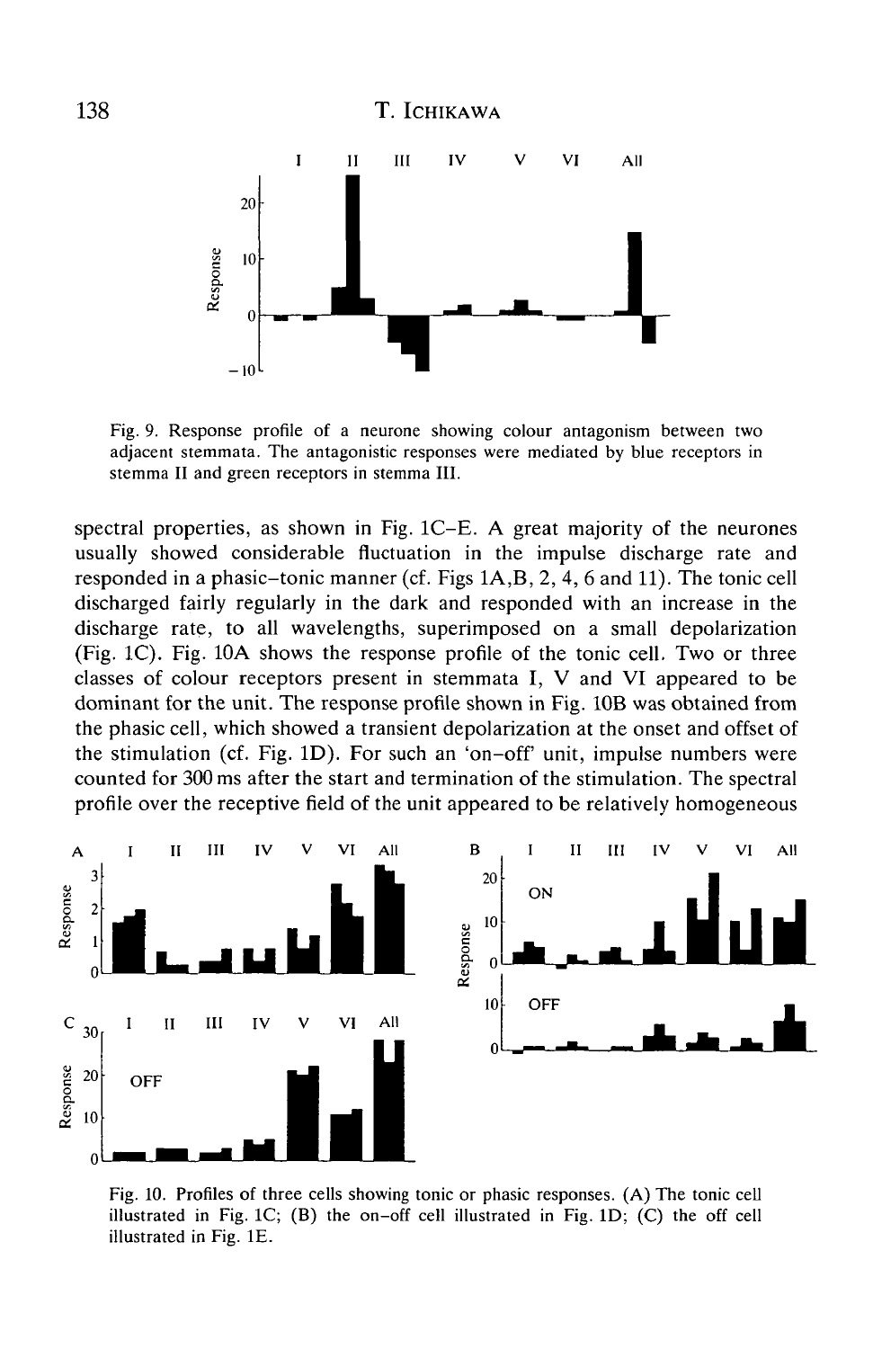Fig. 9. Response profile of a neurone showing colour antagonism between two adjacent stemmata. The antagonistic responses were mediated by blue receptors in stemma II and green receptors in stemma III.

spectral properties, as shown in Fig. 1C–E. A great majority of the neurones usually showed considerable fluctuation in the impulse discharge rate and responded in a phasic–tonic manner (cf. Figs 1A,B, 2, 4, 6 and 11). The tonic cell discharged fairly regularly in the dark and responded with an increase in the discharge rate, to all wavelengths, superimposed on a small depolarization (Fig. 1C). Fig. 10A shows the response profile of the tonic cell. Two or three classes of colour receptors present in stemmata I, V and VI appeared to be dominant for the unit. The response profile shown in Fig. 10B was obtained from the phasic cell, which showed a transient depolarization at the onset and offset of the stimulation (cf. Fig. 1D). For such an 'on–off' unit, impulse numbers were counted for 300 ms after the start and termination of the stimulation. The spectral profile over the receptive field of the unit appeared to be relatively homogeneous

Fig. 10. Profiles of three cells showing tonic or phasic responses. (A) The tonic cell illustrated in Fig. 1C; (B) the on–off cell illustrated in Fig. 1D; (C) the off cell illustrated in Fig. 1E.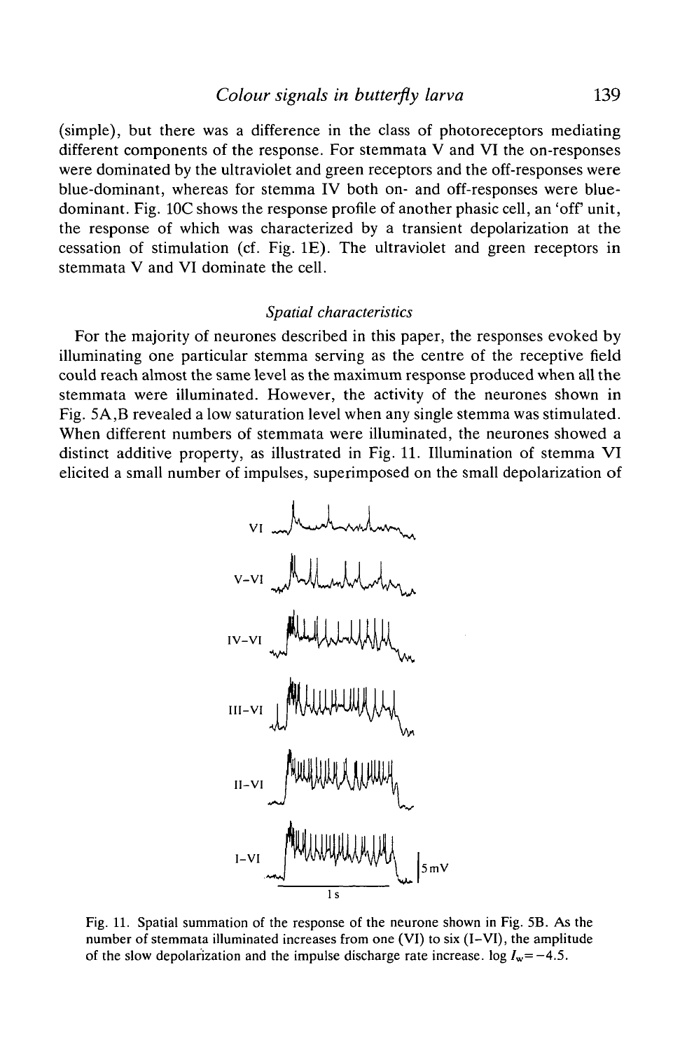(simple), but there was a difference in the class of photoreceptors mediating different components of the response. For stemmata V and VI the on-responses were dominated by the ultraviolet and green receptors and the off-responses were blue-dominant, whereas for stemma IV both on- and off-responses were blue-dominant. Fig. 10C shows the response profile of another phasic cell, an 'off' unit, the response of which was characterized by a transient depolarization at the cessation of stimulation (cf. Fig. 1E). The ultraviolet and green receptors in stemmata V and VI dominate the cell.

### *Spatial characteristics*

For the majority of neurones described in this paper, the responses evoked by illuminating one particular stemma serving as the centre of the receptive field could reach almost the same level as the maximum response produced when all the stemmata were illuminated. However, the activity of the neurones shown in Fig. 5A,B revealed a low saturation level when any single stemma was stimulated. When different numbers of stemmata were illuminated, the neurones showed a distinct additive property, as illustrated in Fig. 11. Illumination of stemma VI elicited a small number of impulses, superimposed on the small depolarization of

Fig. 11. Spatial summation of the response of the neurone shown in Fig. 5B. As the number of stemmata illuminated increases from one (VI) to six (I–VI), the amplitude of the slow depolarization and the impulse discharge rate increase. $\log I_w = -4.5$.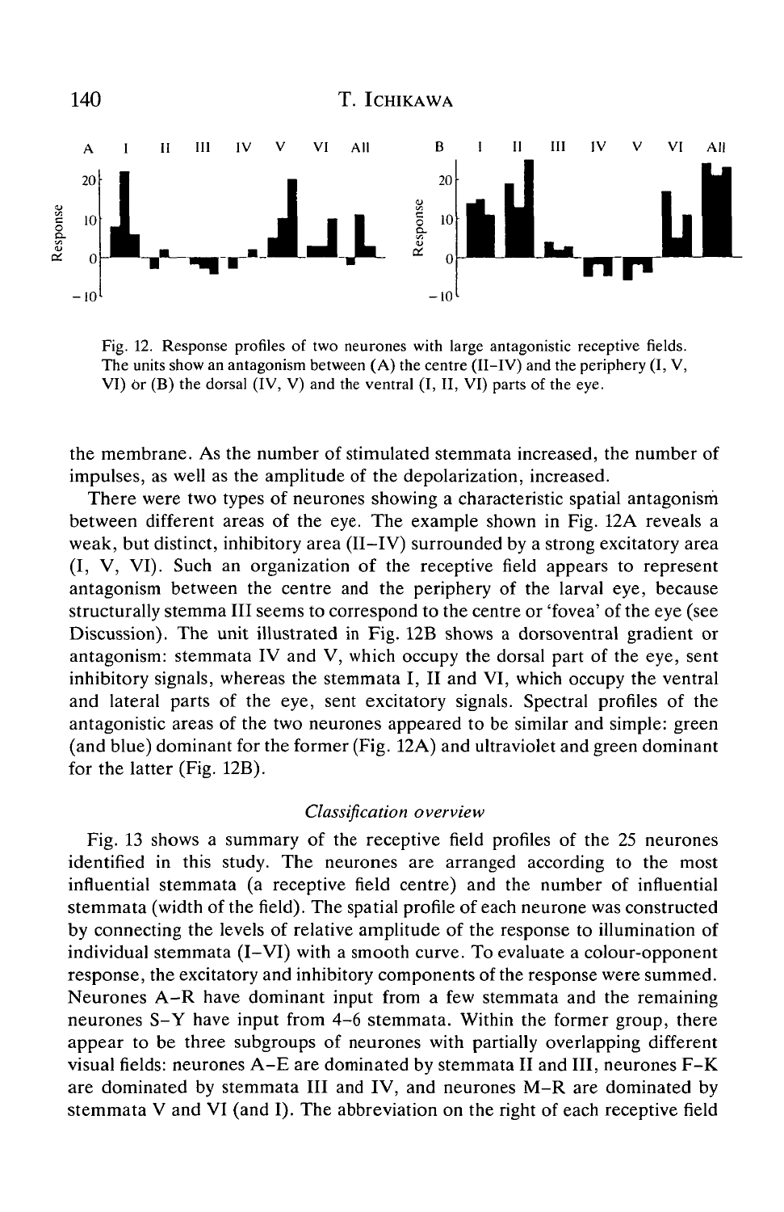Fig. 12. Response profiles of two neurones with large antagonistic receptive fields. The units show an antagonism between (A) the centre (II–IV) and the periphery (I, V, VI) or (B) the dorsal (IV, V) and the ventral (I, II, VI) parts of the eye.

the membrane. As the number of stimulated stemmata increased, the number of impulses, as well as the amplitude of the depolarization, increased.

There were two types of neurones showing a characteristic spatial antagonism between different areas of the eye. The example shown in Fig. 12A reveals a weak, but distinct, inhibitory area (II–IV) surrounded by a strong excitatory area (I, V, VI). Such an organization of the receptive field appears to represent antagonism between the centre and the periphery of the larval eye, because structurally stemma III seems to correspond to the centre or 'fovea' of the eye (see Discussion). The unit illustrated in Fig. 12B shows a dorsoventral gradient or antagonism: stemmata IV and V, which occupy the dorsal part of the eye, sent inhibitory signals, whereas the stemmata I, II and VI, which occupy the ventral and lateral parts of the eye, sent excitatory signals. Spectral profiles of the antagonistic areas of the two neurones appeared to be similar and simple: green (and blue) dominant for the former (Fig. 12A) and ultraviolet and green dominant for the latter (Fig. 12B).

### *Classification overview*

Fig. 13 shows a summary of the receptive field profiles of the 25 neurones identified in this study. The neurones are arranged according to the most influential stemmata (a receptive field centre) and the number of influential stemmata (width of the field). The spatial profile of each neurone was constructed by connecting the levels of relative amplitude of the response to illumination of individual stemmata (I–VI) with a smooth curve. To evaluate a colour-opponent response, the excitatory and inhibitory components of the response were summed. Neurones A–R have dominant input from a few stemmata and the remaining neurones S–Y have input from 4–6 stemmata. Within the former group, there appear to be three subgroups of neurones with partially overlapping different visual fields: neurones A–E are dominated by stemmata II and III, neurones F–K are dominated by stemmata III and IV, and neurones M–R are dominated by stemmata V and VI (and I). The abbreviation on the right of each receptive field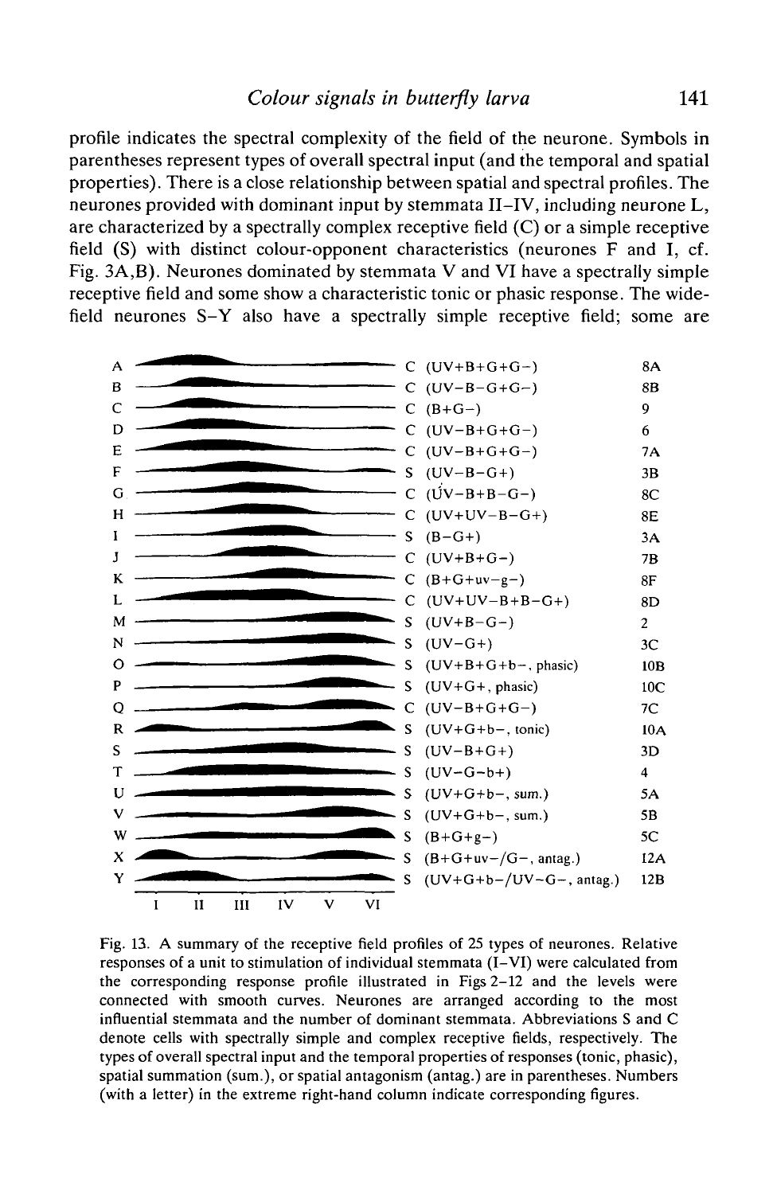profile indicates the spectral complexity of the field of the neurone. Symbols in parentheses represent types of overall spectral input (and the temporal and spatial properties). There is a close relationship between spatial and spectral profiles. The neurones provided with dominant input by stemmata II–IV, including neurone L, are characterized by a spectrally complex receptive field (C) or a simple receptive field (S) with distinct colour-opponent characteristics (neurones F and I, cf. Fig. 3A,B). Neurones dominated by stemmata V and VI have a spectrally simple receptive field and some show a characteristic tonic or phasic response. The wide-field neurones S–Y also have a spectrally simple receptive field; some are

| Neurone | Type | Spectral input | Figure |
|---|---|---|---|
| A | C | (UV+B+G+G−) | 8A |
| B | C | (UV−B−G+G−) | 8B |
| C | C | (B+G−) | 9 |
| D | C | (UV−B+G+G−) | 6 |
| E | C | (UV−B+G+G−) | 7A |
| F | S | (UV−B−G+) | 3B |
| G | C | (ÚV−B+B−G−) | 8C |
| H | C | (UV+UV−B−G+) | 8E |
| I | S | (B−G+) | 3A |
| J | C | (UV+B+G−) | 7B |
| K | C | (B+G+uv−g−) | 8F |
| L | C | (UV+UV−B+B−G+) | 8D |
| M | S | (UV+B−G−) | 2 |
| N | S | (UV−G+) | 3C |
| O | S | (UV+B+G+b−, phasic) | 10B |
| P | S | (UV+G+, phasic) | 10C |
| Q | C | (UV−B+G+G−) | 7C |
| R | S | (UV+G+b−, tonic) | 10A |
| S | S | (UV−B+G+) | 3D |
| T | S | (UV−G−b+) | 4 |
| U | S | (UV+G+b−, sum.) | 5A |
| V | S | (UV+G+b−, sum.) | 5B |
| W | S | (B+G+g−) | 5C |
| X | S | (B+G+uv−/G−, antag.) | 12A |
| Y | S | (UV+G+b−/UV−G−, antag.) | 12B |

(Stemmata axis: I II III IV V VI)

Fig. 13. A summary of the receptive field profiles of 25 types of neurones. Relative responses of a unit to stimulation of individual stemmata (I–VI) were calculated from the corresponding response profile illustrated in Figs 2–12 and the levels were connected with smooth curves. Neurones are arranged according to the most influential stemmata and the number of dominant stemmata. Abbreviations S and C denote cells with spectrally simple and complex receptive fields, respectively. The types of overall spectral input and the temporal properties of responses (tonic, phasic), spatial summation (sum.), or spatial antagonism (antag.) are in parentheses. Numbers (with a letter) in the extreme right-hand column indicate corresponding figures.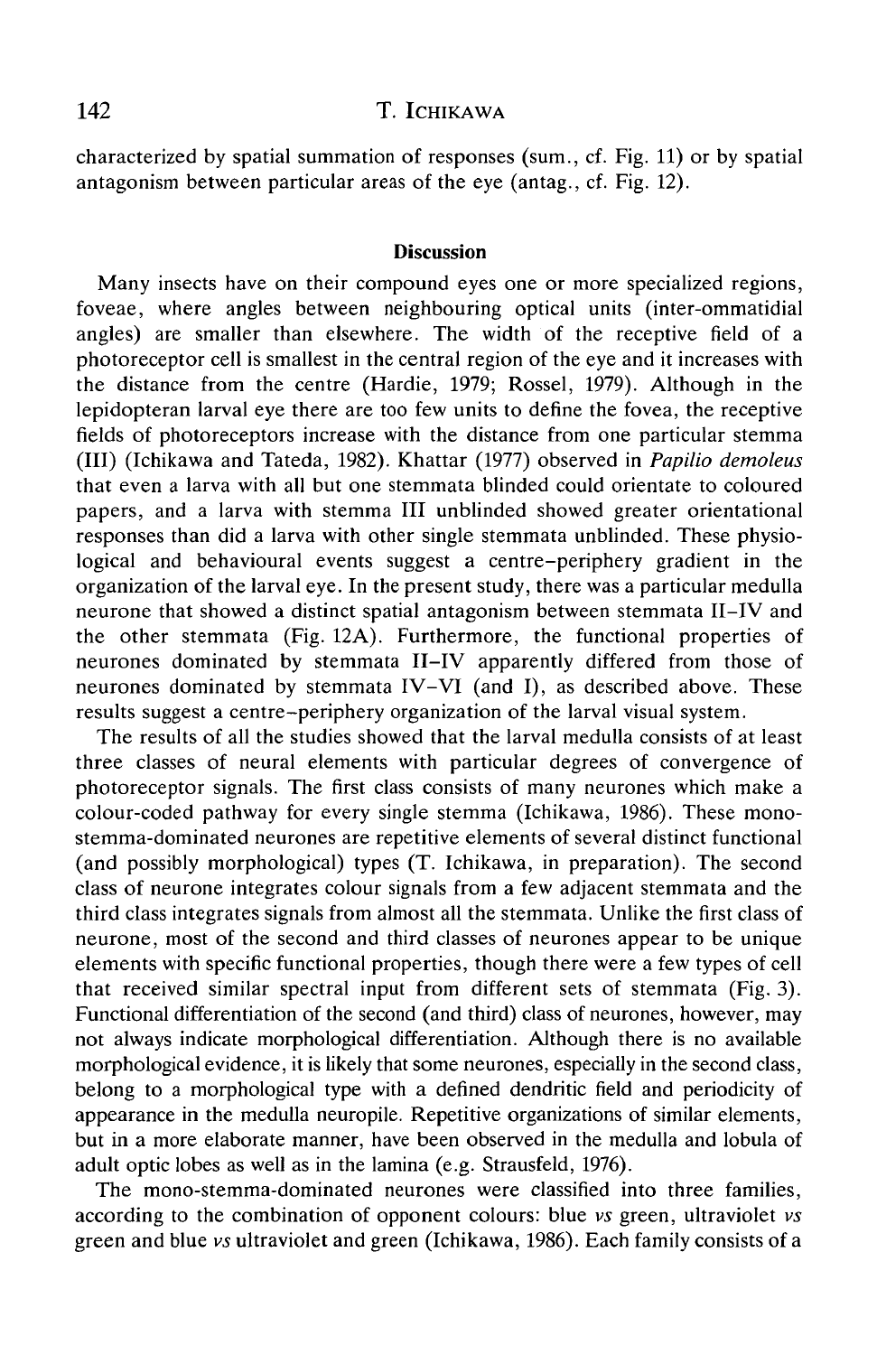characterized by spatial summation of responses (sum., cf. Fig. 11) or by spatial antagonism between particular areas of the eye (antag., cf. Fig. 12).

## Discussion

Many insects have on their compound eyes one or more specialized regions, foveae, where angles between neighbouring optical units (inter-ommatidial angles) are smaller than elsewhere. The width of the receptive field of a photoreceptor cell is smallest in the central region of the eye and it increases with the distance from the centre (Hardie, 1979; Rossel, 1979). Although in the lepidopteran larval eye there are too few units to define the fovea, the receptive fields of photoreceptors increase with the distance from one particular stemma (III) (Ichikawa and Tateda, 1982). Khattar (1977) observed in *Papilio demoleus* that even a larva with all but one stemmata blinded could orientate to coloured papers, and a larva with stemma III unblinded showed greater orientational responses than did a larva with other single stemmata unblinded. These physiological and behavioural events suggest a centre–periphery gradient in the organization of the larval eye. In the present study, there was a particular medulla neurone that showed a distinct spatial antagonism between stemmata II–IV and the other stemmata (Fig. 12A). Furthermore, the functional properties of neurones dominated by stemmata II–IV apparently differed from those of neurones dominated by stemmata IV–VI (and I), as described above. These results suggest a centre–periphery organization of the larval visual system.

The results of all the studies showed that the larval medulla consists of at least three classes of neural elements with particular degrees of convergence of photoreceptor signals. The first class consists of many neurones which make a colour-coded pathway for every single stemma (Ichikawa, 1986). These mono-stemma-dominated neurones are repetitive elements of several distinct functional (and possibly morphological) types (T. Ichikawa, in preparation). The second class of neurone integrates colour signals from a few adjacent stemmata and the third class integrates signals from almost all the stemmata. Unlike the first class of neurone, most of the second and third classes of neurones appear to be unique elements with specific functional properties, though there were a few types of cell that received similar spectral input from different sets of stemmata (Fig. 3). Functional differentiation of the second (and third) class of neurones, however, may not always indicate morphological differentiation. Although there is no available morphological evidence, it is likely that some neurones, especially in the second class, belong to a morphological type with a defined dendritic field and periodicity of appearance in the medulla neuropile. Repetitive organizations of similar elements, but in a more elaborate manner, have been observed in the medulla and lobula of adult optic lobes as well as in the lamina (e.g. Strausfeld, 1976).

The mono-stemma-dominated neurones were classified into three families, according to the combination of opponent colours: blue *vs* green, ultraviolet *vs* green and blue *vs* ultraviolet and green (Ichikawa, 1986). Each family consists of a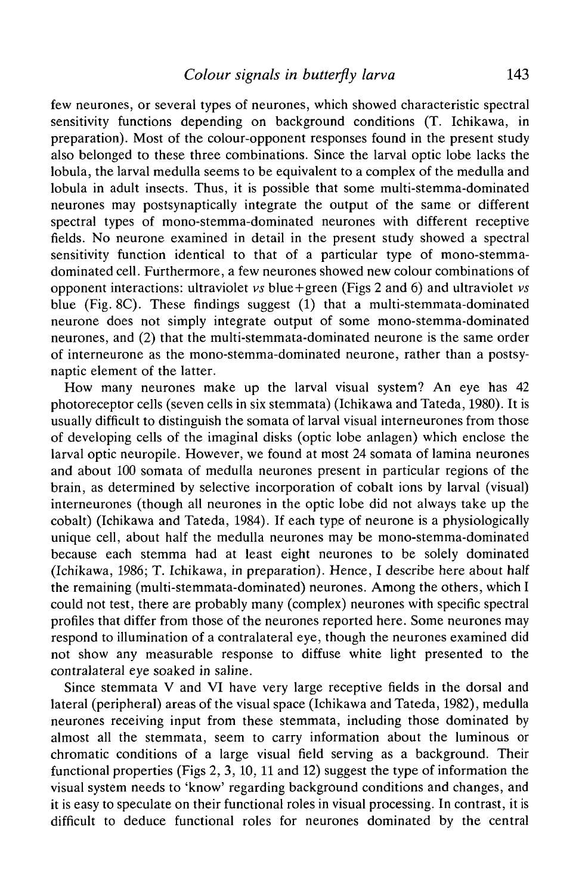few neurones, or several types of neurones, which showed characteristic spectral sensitivity functions depending on background conditions (T. Ichikawa, in preparation). Most of the colour-opponent responses found in the present study also belonged to these three combinations. Since the larval optic lobe lacks the lobula, the larval medulla seems to be equivalent to a complex of the medulla and lobula in adult insects. Thus, it is possible that some multi-stemma-dominated neurones may postsynaptically integrate the output of the same or different spectral types of mono-stemma-dominated neurones with different receptive fields. No neurone examined in detail in the present study showed a spectral sensitivity function identical to that of a particular type of mono-stemma-dominated cell. Furthermore, a few neurones showed new colour combinations of opponent interactions: ultraviolet *vs* blue+green (Figs 2 and 6) and ultraviolet *vs* blue (Fig. 8C). These findings suggest (1) that a multi-stemmata-dominated neurone does not simply integrate output of some mono-stemma-dominated neurones, and (2) that the multi-stemmata-dominated neurone is the same order of interneurone as the mono-stemma-dominated neurone, rather than a postsynaptic element of the latter.

How many neurones make up the larval visual system? An eye has 42 photoreceptor cells (seven cells in six stemmata) (Ichikawa and Tateda, 1980). It is usually difficult to distinguish the somata of larval visual interneurones from those of developing cells of the imaginal disks (optic lobe anlagen) which enclose the larval optic neuropile. However, we found at most 24 somata of lamina neurones and about 100 somata of medulla neurones present in particular regions of the brain, as determined by selective incorporation of cobalt ions by larval (visual) interneurones (though all neurones in the optic lobe did not always take up the cobalt) (Ichikawa and Tateda, 1984). If each type of neurone is a physiologically unique cell, about half the medulla neurones may be mono-stemma-dominated because each stemma had at least eight neurones to be solely dominated (Ichikawa, 1986; T. Ichikawa, in preparation). Hence, I describe here about half the remaining (multi-stemmata-dominated) neurones. Among the others, which I could not test, there are probably many (complex) neurones with specific spectral profiles that differ from those of the neurones reported here. Some neurones may respond to illumination of a contralateral eye, though the neurones examined did not show any measurable response to diffuse white light presented to the contralateral eye soaked in saline.

Since stemmata V and VI have very large receptive fields in the dorsal and lateral (peripheral) areas of the visual space (Ichikawa and Tateda, 1982), medulla neurones receiving input from these stemmata, including those dominated by almost all the stemmata, seem to carry information about the luminous or chromatic conditions of a large visual field serving as a background. Their functional properties (Figs 2, 3, 10, 11 and 12) suggest the type of information the visual system needs to 'know' regarding background conditions and changes, and it is easy to speculate on their functional roles in visual processing. In contrast, it is difficult to deduce functional roles for neurones dominated by the central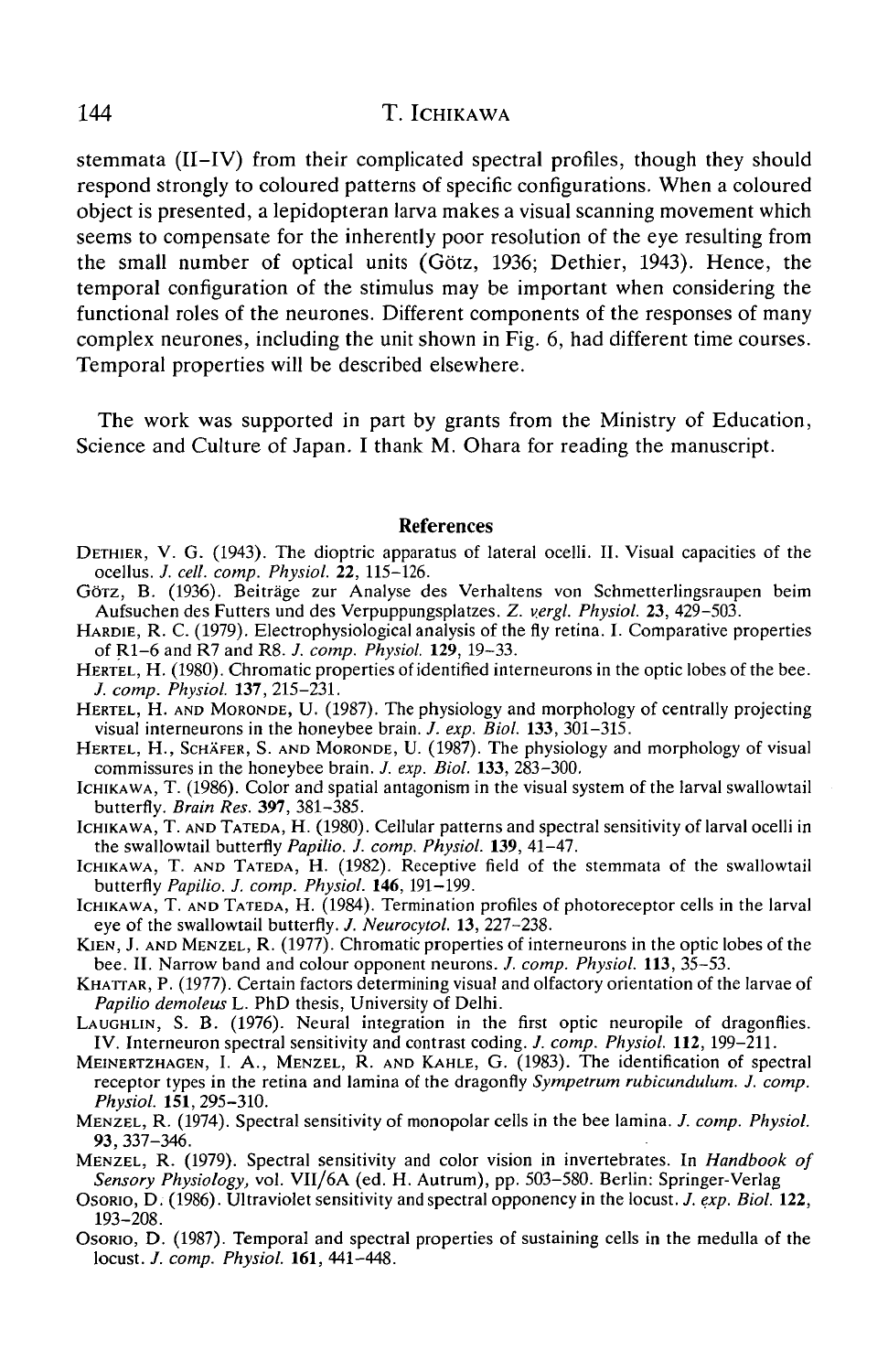stemmata (II–IV) from their complicated spectral profiles, though they should respond strongly to coloured patterns of specific configurations. When a coloured object is presented, a lepidopteran larva makes a visual scanning movement which seems to compensate for the inherently poor resolution of the eye resulting from the small number of optical units (Götz, 1936; Dethier, 1943). Hence, the temporal configuration of the stimulus may be important when considering the functional roles of the neurones. Different components of the responses of many complex neurones, including the unit shown in Fig. 6, had different time courses. Temporal properties will be described elsewhere.

The work was supported in part by grants from the Ministry of Education, Science and Culture of Japan. I thank M. Ohara for reading the manuscript.

## References

Dethier, V. G. (1943). The dioptric apparatus of lateral ocelli. II. Visual capacities of the ocellus. *J. cell. comp. Physiol.* **22**, 115–126.

Götz, B. (1936). Beiträge zur Analyse des Verhaltens von Schmetterlingsraupen beim Aufsuchen des Futters und des Verpuppungsplatzes. *Z. vergl. Physiol.* **23**, 429–503.

Hardie, R. C. (1979). Electrophysiological analysis of the fly retina. I. Comparative properties of R1–6 and R7 and R8. *J. comp. Physiol.* **129**, 19–33.

Hertel, H. (1980). Chromatic properties of identified interneurons in the optic lobes of the bee. *J. comp. Physiol.* **137**, 215–231.

Hertel, H. and Moronde, U. (1987). The physiology and morphology of centrally projecting visual interneurons in the honeybee brain. *J. exp. Biol.* **133**, 301–315.

Hertel, H., Schäfer, S. and Moronde, U. (1987). The physiology and morphology of visual commissures in the honeybee brain. *J. exp. Biol.* **133**, 283–300.

Ichikawa, T. (1986). Color and spatial antagonism in the visual system of the larval swallowtail butterfly. *Brain Res.* **397**, 381–385.

Ichikawa, T. and Tateda, H. (1980). Cellular patterns and spectral sensitivity of larval ocelli in the swallowtail butterfly *Papilio*. *J. comp. Physiol.* **139**, 41–47.

Ichikawa, T. and Tateda, H. (1982). Receptive field of the stemmata of the swallowtail butterfly *Papilio*. *J. comp. Physiol.* **146**, 191–199.

Ichikawa, T. and Tateda, H. (1984). Termination profiles of photoreceptor cells in the larval eye of the swallowtail butterfly. *J. Neurocytol.* **13**, 227–238.

Kien, J. and Menzel, R. (1977). Chromatic properties of interneurons in the optic lobes of the bee. II. Narrow band and colour opponent neurons. *J. comp. Physiol.* **113**, 35–53.

Khattar, P. (1977). Certain factors determining visual and olfactory orientation of the larvae of *Papilio demoleus* L. PhD thesis, University of Delhi.

Laughlin, S. B. (1976). Neural integration in the first optic neuropile of dragonflies. IV. Interneuron spectral sensitivity and contrast coding. *J. comp. Physiol.* **112**, 199–211.

Meinertzhagen, I. A., Menzel, R. and Kahle, G. (1983). The identification of spectral receptor types in the retina and lamina of the dragonfly *Sympetrum rubicundulum*. *J. comp. Physiol.* **151**, 295–310.

Menzel, R. (1974). Spectral sensitivity of monopolar cells in the bee lamina. *J. comp. Physiol.* **93**, 337–346.

Menzel, R. (1979). Spectral sensitivity and color vision in invertebrates. In *Handbook of Sensory Physiology*, vol. VII/6A (ed. H. Autrum), pp. 503–580. Berlin: Springer-Verlag

Osorio, D. (1986). Ultraviolet sensitivity and spectral opponency in the locust. *J. exp. Biol.* **122**, 193–208.

Osorio, D. (1987). Temporal and spectral properties of sustaining cells in the medulla of the locust. *J. comp. Physiol.* **161**, 441–448.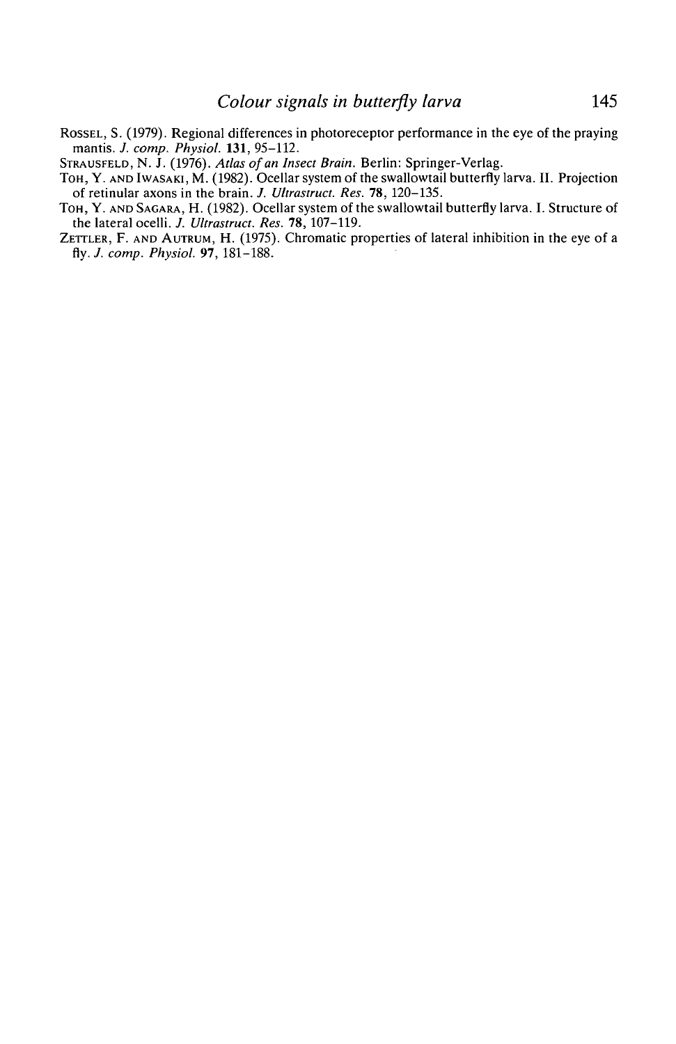Rossel, S. (1979). Regional differences in photoreceptor performance in the eye of the praying mantis. *J. comp. Physiol.* **131**, 95–112.

Strausfeld, N. J. (1976). *Atlas of an Insect Brain.* Berlin: Springer-Verlag.

Toh, Y. and Iwasaki, M. (1982). Ocellar system of the swallowtail butterfly larva. II. Projection of retinular axons in the brain. *J. Ultrastruct. Res.* **78**, 120–135.

Toh, Y. and Sagara, H. (1982). Ocellar system of the swallowtail butterfly larva. I. Structure of the lateral ocelli. *J. Ultrastruct. Res.* **78**, 107–119.

Zettler, F. and Autrum, H. (1975). Chromatic properties of lateral inhibition in the eye of a fly. *J. comp. Physiol.* **97**, 181–188.